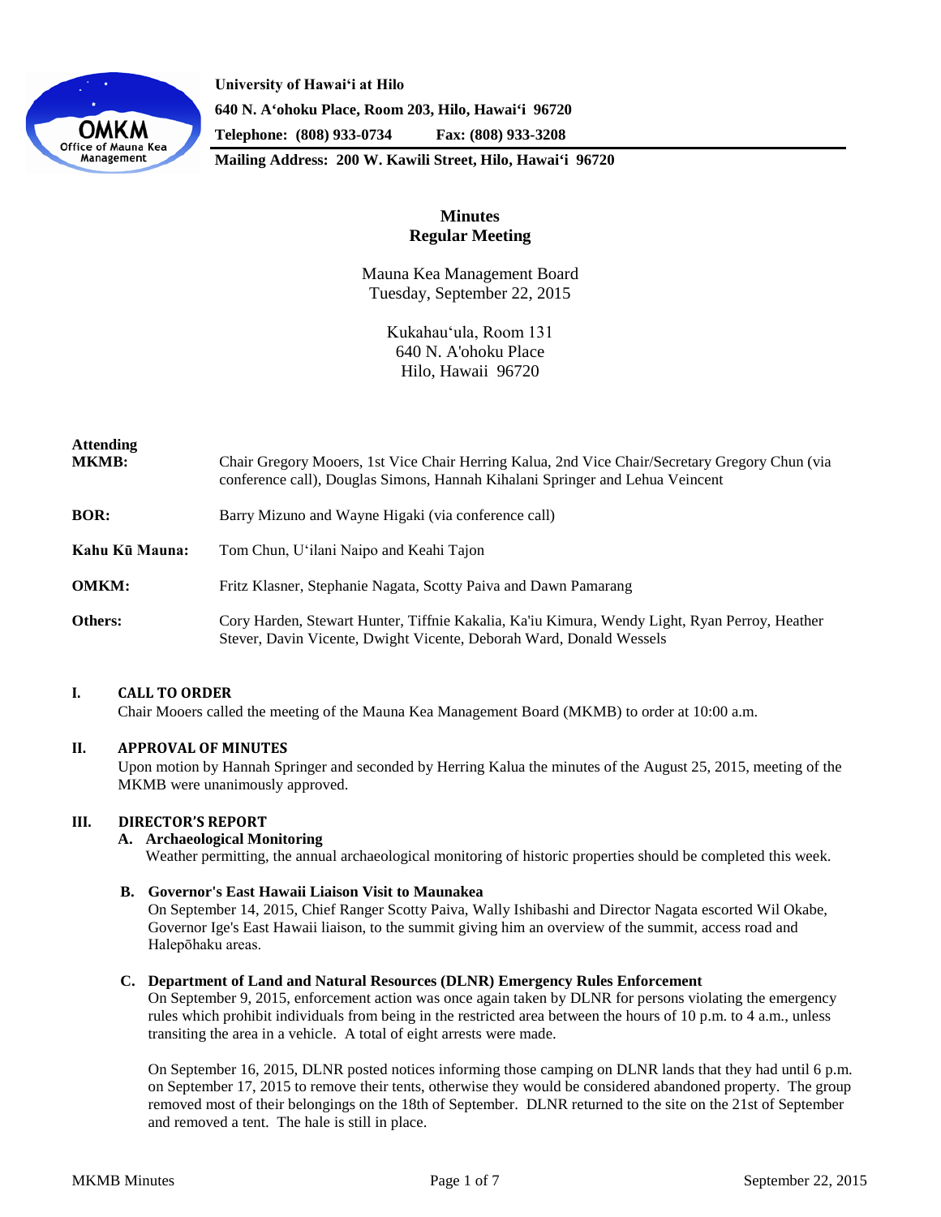**University of Hawaiʻi at Hilo**
**640 N. Aʻohoku Place, Room 203, Hilo, Hawaiʻi 96720**
**Telephone: (808) 933-0734 Fax: (808) 933-3208**
**Mailing Address: 200 W. Kawili Street, Hilo, Hawaiʻi 96720**

# Minutes
## Regular Meeting

Mauna Kea Management Board
Tuesday, September 22, 2015

Kukahauʻula, Room 131
640 N. A'ohoku Place
Hilo, Hawaii 96720

| | |
|---|---|
| **Attending MKMB:** | Chair Gregory Mooers, 1st Vice Chair Herring Kalua, 2nd Vice Chair/Secretary Gregory Chun (via conference call), Douglas Simons, Hannah Kihalani Springer and Lehua Veincent |
| **BOR:** | Barry Mizuno and Wayne Higaki (via conference call) |
| **Kahu Kū Mauna:** | Tom Chun, Uʻilani Naipo and Keahi Tajon |
| **OMKM:** | Fritz Klasner, Stephanie Nagata, Scotty Paiva and Dawn Pamarang |
| **Others:** | Cory Harden, Stewart Hunter, Tiffnie Kakalia, Ka'iu Kimura, Wendy Light, Ryan Perroy, Heather Stever, Davin Vicente, Dwight Vicente, Deborah Ward, Donald Wessels |

### I. CALL TO ORDER

Chair Mooers called the meeting of the Mauna Kea Management Board (MKMB) to order at 10:00 a.m.

### II. APPROVAL OF MINUTES

Upon motion by Hannah Springer and seconded by Herring Kalua the minutes of the August 25, 2015, meeting of the MKMB were unanimously approved.

### III. DIRECTOR'S REPORT

**A. Archaeological Monitoring**

Weather permitting, the annual archaeological monitoring of historic properties should be completed this week.

**B. Governor's East Hawaii Liaison Visit to Maunakea**

On September 14, 2015, Chief Ranger Scotty Paiva, Wally Ishibashi and Director Nagata escorted Wil Okabe, Governor Ige's East Hawaii liaison, to the summit giving him an overview of the summit, access road and Halepōhaku areas.

**C. Department of Land and Natural Resources (DLNR) Emergency Rules Enforcement**

On September 9, 2015, enforcement action was once again taken by DLNR for persons violating the emergency rules which prohibit individuals from being in the restricted area between the hours of 10 p.m. to 4 a.m., unless transiting the area in a vehicle. A total of eight arrests were made.

On September 16, 2015, DLNR posted notices informing those camping on DLNR lands that they had until 6 p.m. on September 17, 2015 to remove their tents, otherwise they would be considered abandoned property. The group removed most of their belongings on the 18th of September. DLNR returned to the site on the 21st of September and removed a tent. The hale is still in place.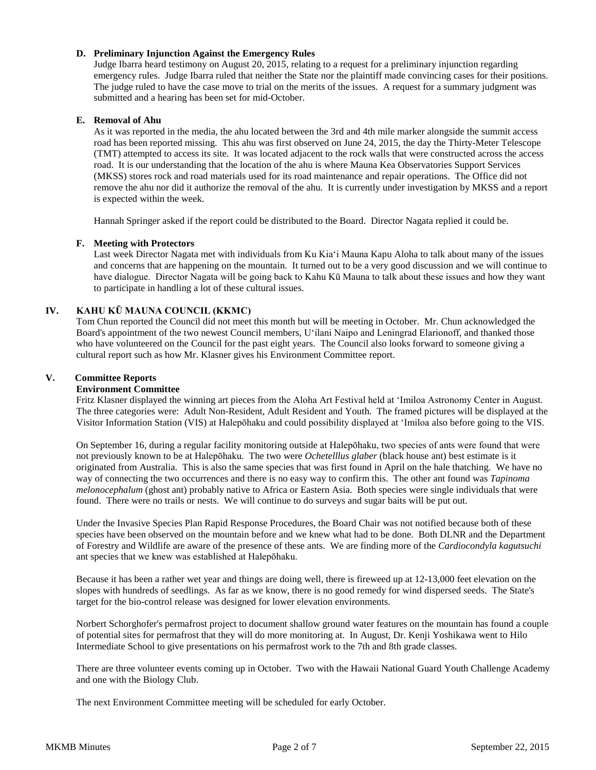### D. Preliminary Injunction Against the Emergency Rules

Judge Ibarra heard testimony on August 20, 2015, relating to a request for a preliminary injunction regarding emergency rules. Judge Ibarra ruled that neither the State nor the plaintiff made convincing cases for their positions. The judge ruled to have the case move to trial on the merits of the issues. A request for a summary judgment was submitted and a hearing has been set for mid-October.

### E. Removal of Ahu

As it was reported in the media, the ahu located between the 3rd and 4th mile marker alongside the summit access road has been reported missing. This ahu was first observed on June 24, 2015, the day the Thirty-Meter Telescope (TMT) attempted to access its site. It was located adjacent to the rock walls that were constructed across the access road. It is our understanding that the location of the ahu is where Mauna Kea Observatories Support Services (MKSS) stores rock and road materials used for its road maintenance and repair operations. The Office did not remove the ahu nor did it authorize the removal of the ahu. It is currently under investigation by MKSS and a report is expected within the week.

Hannah Springer asked if the report could be distributed to the Board. Director Nagata replied it could be.

### F. Meeting with Protectors

Last week Director Nagata met with individuals from Ku Kia‘i Mauna Kapu Aloha to talk about many of the issues and concerns that are happening on the mountain. It turned out to be a very good discussion and we will continue to have dialogue. Director Nagata will be going back to Kahu Kū Mauna to talk about these issues and how they want to participate in handling a lot of these cultural issues.

## IV. KAHU KŪ MAUNA COUNCIL (KKMC)

Tom Chun reported the Council did not meet this month but will be meeting in October. Mr. Chun acknowledged the Board's appointment of the two newest Council members, U‘ilani Naipo and Leningrad Elarionoff, and thanked those who have volunteered on the Council for the past eight years. The Council also looks forward to someone giving a cultural report such as how Mr. Klasner gives his Environment Committee report.

## V. Committee Reports

### Environment Committee

Fritz Klasner displayed the winning art pieces from the Aloha Art Festival held at ‘Imiloa Astronomy Center in August. The three categories were: Adult Non-Resident, Adult Resident and Youth. The framed pictures will be displayed at the Visitor Information Station (VIS) at Halepōhaku and could possibility displayed at ‘Imiloa also before going to the VIS.

On September 16, during a regular facility monitoring outside at Halepōhaku, two species of ants were found that were not previously known to be at Halepōhaku. The two were *Ochetelllus glaber* (black house ant) best estimate is it originated from Australia. This is also the same species that was first found in April on the hale thatching. We have no way of connecting the two occurrences and there is no easy way to confirm this. The other ant found was *Tapinoma melonocephalum* (ghost ant) probably native to Africa or Eastern Asia. Both species were single individuals that were found. There were no trails or nests. We will continue to do surveys and sugar baits will be put out.

Under the Invasive Species Plan Rapid Response Procedures, the Board Chair was not notified because both of these species have been observed on the mountain before and we knew what had to be done. Both DLNR and the Department of Forestry and Wildlife are aware of the presence of these ants. We are finding more of the *Cardiocondyla kagutsuchi* ant species that we knew was established at Halepōhaku.

Because it has been a rather wet year and things are doing well, there is fireweed up at 12-13,000 feet elevation on the slopes with hundreds of seedlings. As far as we know, there is no good remedy for wind dispersed seeds. The State's target for the bio-control release was designed for lower elevation environments.

Norbert Schorghofer's permafrost project to document shallow ground water features on the mountain has found a couple of potential sites for permafrost that they will do more monitoring at. In August, Dr. Kenji Yoshikawa went to Hilo Intermediate School to give presentations on his permafrost work to the 7th and 8th grade classes.

There are three volunteer events coming up in October. Two with the Hawaii National Guard Youth Challenge Academy and one with the Biology Club.

The next Environment Committee meeting will be scheduled for early October.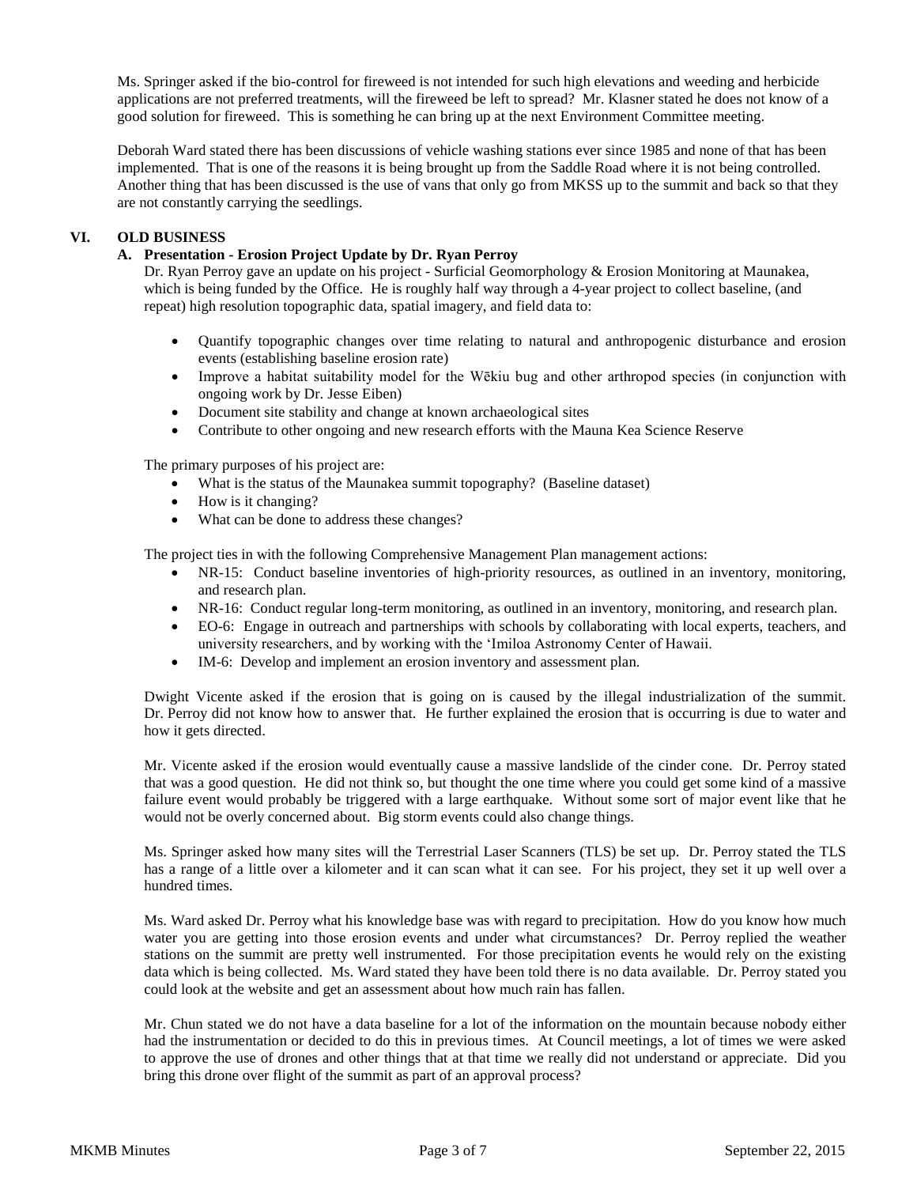Ms. Springer asked if the bio-control for fireweed is not intended for such high elevations and weeding and herbicide applications are not preferred treatments, will the fireweed be left to spread? Mr. Klasner stated he does not know of a good solution for fireweed. This is something he can bring up at the next Environment Committee meeting.

Deborah Ward stated there has been discussions of vehicle washing stations ever since 1985 and none of that has been implemented. That is one of the reasons it is being brought up from the Saddle Road where it is not being controlled. Another thing that has been discussed is the use of vans that only go from MKSS up to the summit and back so that they are not constantly carrying the seedlings.

## VI. OLD BUSINESS

### A. Presentation - Erosion Project Update by Dr. Ryan Perroy

Dr. Ryan Perroy gave an update on his project - Surficial Geomorphology & Erosion Monitoring at Maunakea, which is being funded by the Office. He is roughly half way through a 4-year project to collect baseline, (and repeat) high resolution topographic data, spatial imagery, and field data to:

- Quantify topographic changes over time relating to natural and anthropogenic disturbance and erosion events (establishing baseline erosion rate)
- Improve a habitat suitability model for the Wēkiu bug and other arthropod species (in conjunction with ongoing work by Dr. Jesse Eiben)
- Document site stability and change at known archaeological sites
- Contribute to other ongoing and new research efforts with the Mauna Kea Science Reserve

The primary purposes of his project are:

- What is the status of the Maunakea summit topography? (Baseline dataset)
- How is it changing?
- What can be done to address these changes?

The project ties in with the following Comprehensive Management Plan management actions:

- NR-15: Conduct baseline inventories of high-priority resources, as outlined in an inventory, monitoring, and research plan.
- NR-16: Conduct regular long-term monitoring, as outlined in an inventory, monitoring, and research plan.
- EO-6: Engage in outreach and partnerships with schools by collaborating with local experts, teachers, and university researchers, and by working with the ‘Imiloa Astronomy Center of Hawaii.
- IM-6: Develop and implement an erosion inventory and assessment plan.

Dwight Vicente asked if the erosion that is going on is caused by the illegal industrialization of the summit. Dr. Perroy did not know how to answer that. He further explained the erosion that is occurring is due to water and how it gets directed.

Mr. Vicente asked if the erosion would eventually cause a massive landslide of the cinder cone. Dr. Perroy stated that was a good question. He did not think so, but thought the one time where you could get some kind of a massive failure event would probably be triggered with a large earthquake. Without some sort of major event like that he would not be overly concerned about. Big storm events could also change things.

Ms. Springer asked how many sites will the Terrestrial Laser Scanners (TLS) be set up. Dr. Perroy stated the TLS has a range of a little over a kilometer and it can scan what it can see. For his project, they set it up well over a hundred times.

Ms. Ward asked Dr. Perroy what his knowledge base was with regard to precipitation. How do you know how much water you are getting into those erosion events and under what circumstances? Dr. Perroy replied the weather stations on the summit are pretty well instrumented. For those precipitation events he would rely on the existing data which is being collected. Ms. Ward stated they have been told there is no data available. Dr. Perroy stated you could look at the website and get an assessment about how much rain has fallen.

Mr. Chun stated we do not have a data baseline for a lot of the information on the mountain because nobody either had the instrumentation or decided to do this in previous times. At Council meetings, a lot of times we were asked to approve the use of drones and other things that at that time we really did not understand or appreciate. Did you bring this drone over flight of the summit as part of an approval process?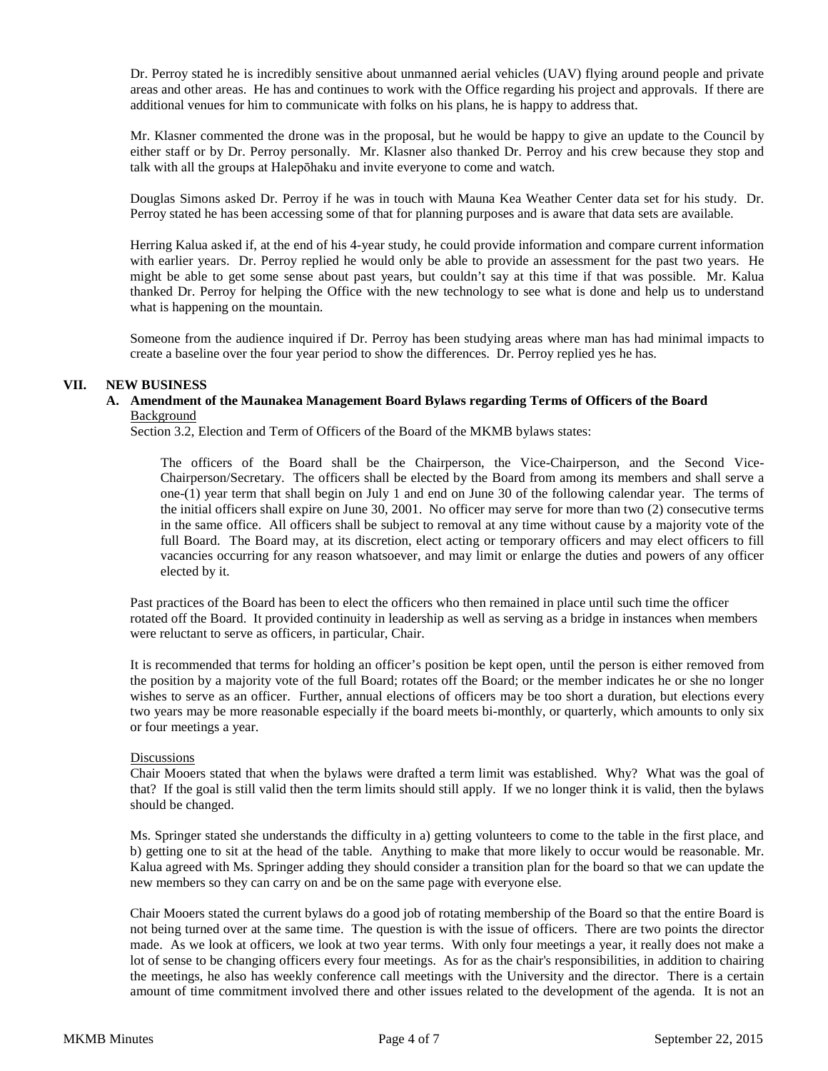Dr. Perroy stated he is incredibly sensitive about unmanned aerial vehicles (UAV) flying around people and private areas and other areas. He has and continues to work with the Office regarding his project and approvals. If there are additional venues for him to communicate with folks on his plans, he is happy to address that.

Mr. Klasner commented the drone was in the proposal, but he would be happy to give an update to the Council by either staff or by Dr. Perroy personally. Mr. Klasner also thanked Dr. Perroy and his crew because they stop and talk with all the groups at Halepōhaku and invite everyone to come and watch.

Douglas Simons asked Dr. Perroy if he was in touch with Mauna Kea Weather Center data set for his study. Dr. Perroy stated he has been accessing some of that for planning purposes and is aware that data sets are available.

Herring Kalua asked if, at the end of his 4-year study, he could provide information and compare current information with earlier years. Dr. Perroy replied he would only be able to provide an assessment for the past two years. He might be able to get some sense about past years, but couldn't say at this time if that was possible. Mr. Kalua thanked Dr. Perroy for helping the Office with the new technology to see what is done and help us to understand what is happening on the mountain.

Someone from the audience inquired if Dr. Perroy has been studying areas where man has had minimal impacts to create a baseline over the four year period to show the differences. Dr. Perroy replied yes he has.

## VII. NEW BUSINESS

### A. Amendment of the Maunakea Management Board Bylaws regarding Terms of Officers of the Board

Background

Section 3.2, Election and Term of Officers of the Board of the MKMB bylaws states:

> The officers of the Board shall be the Chairperson, the Vice-Chairperson, and the Second Vice-Chairperson/Secretary. The officers shall be elected by the Board from among its members and shall serve a one-(1) year term that shall begin on July 1 and end on June 30 of the following calendar year. The terms of the initial officers shall expire on June 30, 2001. No officer may serve for more than two (2) consecutive terms in the same office. All officers shall be subject to removal at any time without cause by a majority vote of the full Board. The Board may, at its discretion, elect acting or temporary officers and may elect officers to fill vacancies occurring for any reason whatsoever, and may limit or enlarge the duties and powers of any officer elected by it.

Past practices of the Board has been to elect the officers who then remained in place until such time the officer rotated off the Board. It provided continuity in leadership as well as serving as a bridge in instances when members were reluctant to serve as officers, in particular, Chair.

It is recommended that terms for holding an officer's position be kept open, until the person is either removed from the position by a majority vote of the full Board; rotates off the Board; or the member indicates he or she no longer wishes to serve as an officer. Further, annual elections of officers may be too short a duration, but elections every two years may be more reasonable especially if the board meets bi-monthly, or quarterly, which amounts to only six or four meetings a year.

Discussions

Chair Mooers stated that when the bylaws were drafted a term limit was established. Why? What was the goal of that? If the goal is still valid then the term limits should still apply. If we no longer think it is valid, then the bylaws should be changed.

Ms. Springer stated she understands the difficulty in a) getting volunteers to come to the table in the first place, and b) getting one to sit at the head of the table. Anything to make that more likely to occur would be reasonable. Mr. Kalua agreed with Ms. Springer adding they should consider a transition plan for the board so that we can update the new members so they can carry on and be on the same page with everyone else.

Chair Mooers stated the current bylaws do a good job of rotating membership of the Board so that the entire Board is not being turned over at the same time. The question is with the issue of officers. There are two points the director made. As we look at officers, we look at two year terms. With only four meetings a year, it really does not make a lot of sense to be changing officers every four meetings. As for as the chair's responsibilities, in addition to chairing the meetings, he also has weekly conference call meetings with the University and the director. There is a certain amount of time commitment involved there and other issues related to the development of the agenda. It is not an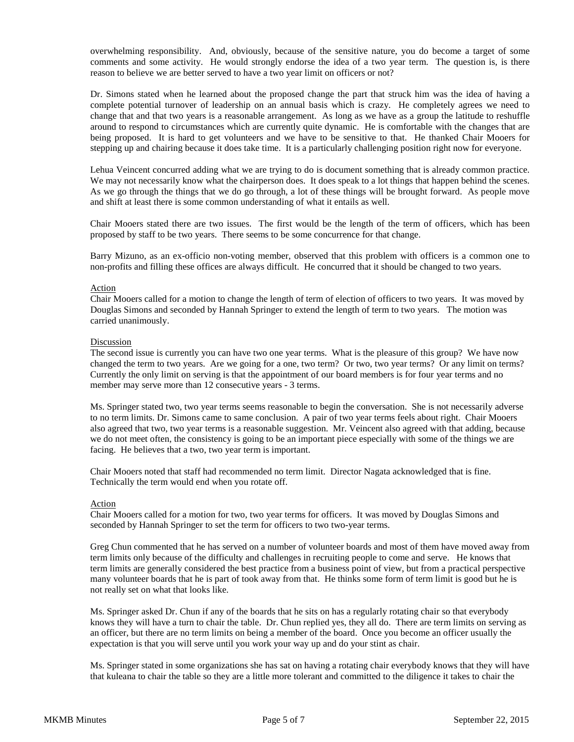overwhelming responsibility. And, obviously, because of the sensitive nature, you do become a target of some comments and some activity. He would strongly endorse the idea of a two year term. The question is, is there reason to believe we are better served to have a two year limit on officers or not?

Dr. Simons stated when he learned about the proposed change the part that struck him was the idea of having a complete potential turnover of leadership on an annual basis which is crazy. He completely agrees we need to change that and that two years is a reasonable arrangement. As long as we have as a group the latitude to reshuffle around to respond to circumstances which are currently quite dynamic. He is comfortable with the changes that are being proposed. It is hard to get volunteers and we have to be sensitive to that. He thanked Chair Mooers for stepping up and chairing because it does take time. It is a particularly challenging position right now for everyone.

Lehua Veincent concurred adding what we are trying to do is document something that is already common practice. We may not necessarily know what the chairperson does. It does speak to a lot things that happen behind the scenes. As we go through the things that we do go through, a lot of these things will be brought forward. As people move and shift at least there is some common understanding of what it entails as well.

Chair Mooers stated there are two issues. The first would be the length of the term of officers, which has been proposed by staff to be two years. There seems to be some concurrence for that change.

Barry Mizuno, as an ex-officio non-voting member, observed that this problem with officers is a common one to non-profits and filling these offices are always difficult. He concurred that it should be changed to two years.

Action

Chair Mooers called for a motion to change the length of term of election of officers to two years. It was moved by Douglas Simons and seconded by Hannah Springer to extend the length of term to two years. The motion was carried unanimously.

Discussion

The second issue is currently you can have two one year terms. What is the pleasure of this group? We have now changed the term to two years. Are we going for a one, two term? Or two, two year terms? Or any limit on terms? Currently the only limit on serving is that the appointment of our board members is for four year terms and no member may serve more than 12 consecutive years - 3 terms.

Ms. Springer stated two, two year terms seems reasonable to begin the conversation. She is not necessarily adverse to no term limits. Dr. Simons came to same conclusion. A pair of two year terms feels about right. Chair Mooers also agreed that two, two year terms is a reasonable suggestion. Mr. Veincent also agreed with that adding, because we do not meet often, the consistency is going to be an important piece especially with some of the things we are facing. He believes that a two, two year term is important.

Chair Mooers noted that staff had recommended no term limit. Director Nagata acknowledged that is fine. Technically the term would end when you rotate off.

Action

Chair Mooers called for a motion for two, two year terms for officers. It was moved by Douglas Simons and seconded by Hannah Springer to set the term for officers to two two-year terms.

Greg Chun commented that he has served on a number of volunteer boards and most of them have moved away from term limits only because of the difficulty and challenges in recruiting people to come and serve. He knows that term limits are generally considered the best practice from a business point of view, but from a practical perspective many volunteer boards that he is part of took away from that. He thinks some form of term limit is good but he is not really set on what that looks like.

Ms. Springer asked Dr. Chun if any of the boards that he sits on has a regularly rotating chair so that everybody knows they will have a turn to chair the table. Dr. Chun replied yes, they all do. There are term limits on serving as an officer, but there are no term limits on being a member of the board. Once you become an officer usually the expectation is that you will serve until you work your way up and do your stint as chair.

Ms. Springer stated in some organizations she has sat on having a rotating chair everybody knows that they will have that kuleana to chair the table so they are a little more tolerant and committed to the diligence it takes to chair the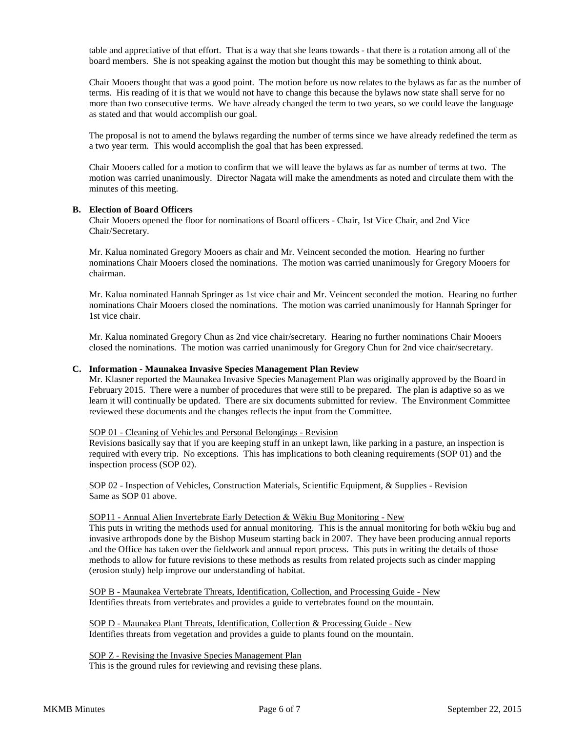table and appreciative of that effort. That is a way that she leans towards - that there is a rotation among all of the board members. She is not speaking against the motion but thought this may be something to think about.

Chair Mooers thought that was a good point. The motion before us now relates to the bylaws as far as the number of terms. His reading of it is that we would not have to change this because the bylaws now state shall serve for no more than two consecutive terms. We have already changed the term to two years, so we could leave the language as stated and that would accomplish our goal.

The proposal is not to amend the bylaws regarding the number of terms since we have already redefined the term as a two year term. This would accomplish the goal that has been expressed.

Chair Mooers called for a motion to confirm that we will leave the bylaws as far as number of terms at two. The motion was carried unanimously. Director Nagata will make the amendments as noted and circulate them with the minutes of this meeting.

**B. Election of Board Officers**

Chair Mooers opened the floor for nominations of Board officers - Chair, 1st Vice Chair, and 2nd Vice Chair/Secretary.

Mr. Kalua nominated Gregory Mooers as chair and Mr. Veincent seconded the motion. Hearing no further nominations Chair Mooers closed the nominations. The motion was carried unanimously for Gregory Mooers for chairman.

Mr. Kalua nominated Hannah Springer as 1st vice chair and Mr. Veincent seconded the motion. Hearing no further nominations Chair Mooers closed the nominations. The motion was carried unanimously for Hannah Springer for 1st vice chair.

Mr. Kalua nominated Gregory Chun as 2nd vice chair/secretary. Hearing no further nominations Chair Mooers closed the nominations. The motion was carried unanimously for Gregory Chun for 2nd vice chair/secretary.

**C. Information - Maunakea Invasive Species Management Plan Review**

Mr. Klasner reported the Maunakea Invasive Species Management Plan was originally approved by the Board in February 2015. There were a number of procedures that were still to be prepared. The plan is adaptive so as we learn it will continually be updated. There are six documents submitted for review. The Environment Committee reviewed these documents and the changes reflects the input from the Committee.

SOP 01 - Cleaning of Vehicles and Personal Belongings - Revision

Revisions basically say that if you are keeping stuff in an unkept lawn, like parking in a pasture, an inspection is required with every trip. No exceptions. This has implications to both cleaning requirements (SOP 01) and the inspection process (SOP 02).

SOP 02 - Inspection of Vehicles, Construction Materials, Scientific Equipment, & Supplies - Revision

Same as SOP 01 above.

SOP11 - Annual Alien Invertebrate Early Detection & Wēkiu Bug Monitoring - New

This puts in writing the methods used for annual monitoring. This is the annual monitoring for both wēkiu bug and invasive arthropods done by the Bishop Museum starting back in 2007. They have been producing annual reports and the Office has taken over the fieldwork and annual report process. This puts in writing the details of those methods to allow for future revisions to these methods as results from related projects such as cinder mapping (erosion study) help improve our understanding of habitat.

SOP B - Maunakea Vertebrate Threats, Identification, Collection, and Processing Guide - New

Identifies threats from vertebrates and provides a guide to vertebrates found on the mountain.

SOP D - Maunakea Plant Threats, Identification, Collection & Processing Guide - New

Identifies threats from vegetation and provides a guide to plants found on the mountain.

SOP Z - Revising the Invasive Species Management Plan

This is the ground rules for reviewing and revising these plans.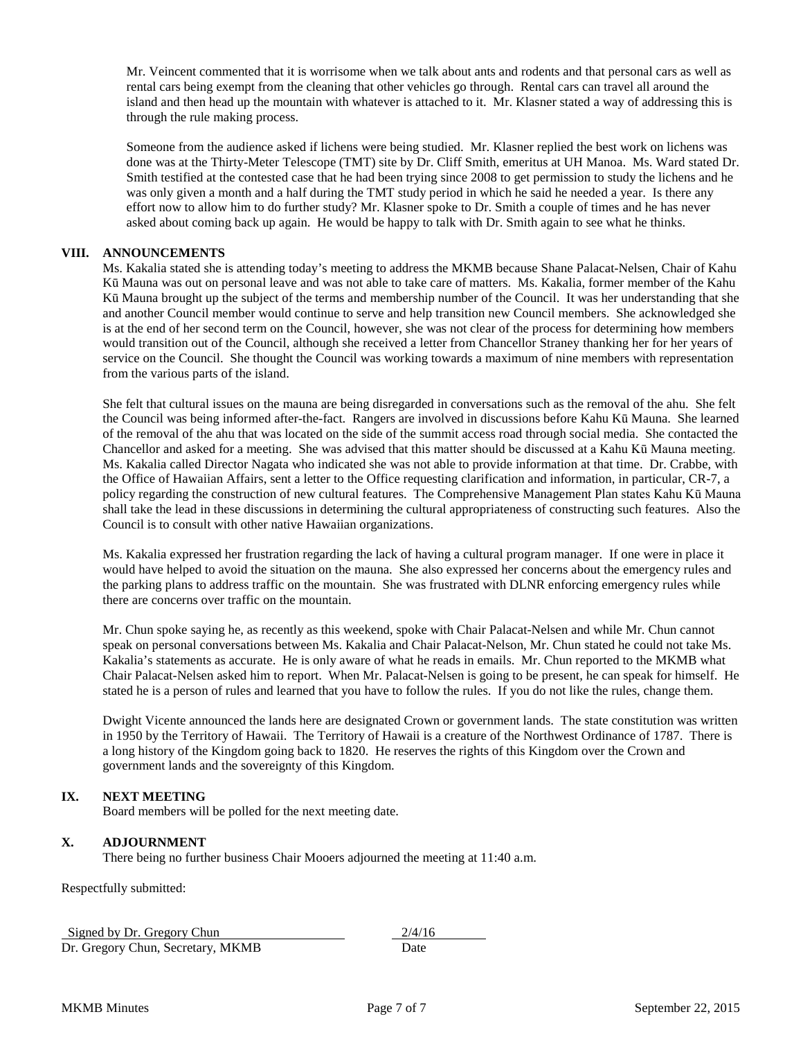Mr. Veincent commented that it is worrisome when we talk about ants and rodents and that personal cars as well as rental cars being exempt from the cleaning that other vehicles go through. Rental cars can travel all around the island and then head up the mountain with whatever is attached to it. Mr. Klasner stated a way of addressing this is through the rule making process.

Someone from the audience asked if lichens were being studied. Mr. Klasner replied the best work on lichens was done was at the Thirty-Meter Telescope (TMT) site by Dr. Cliff Smith, emeritus at UH Manoa. Ms. Ward stated Dr. Smith testified at the contested case that he had been trying since 2008 to get permission to study the lichens and he was only given a month and a half during the TMT study period in which he said he needed a year. Is there any effort now to allow him to do further study? Mr. Klasner spoke to Dr. Smith a couple of times and he has never asked about coming back up again. He would be happy to talk with Dr. Smith again to see what he thinks.

## VIII. ANNOUNCEMENTS

Ms. Kakalia stated she is attending today's meeting to address the MKMB because Shane Palacat-Nelsen, Chair of Kahu Kū Mauna was out on personal leave and was not able to take care of matters. Ms. Kakalia, former member of the Kahu Kū Mauna brought up the subject of the terms and membership number of the Council. It was her understanding that she and another Council member would continue to serve and help transition new Council members. She acknowledged she is at the end of her second term on the Council, however, she was not clear of the process for determining how members would transition out of the Council, although she received a letter from Chancellor Straney thanking her for her years of service on the Council. She thought the Council was working towards a maximum of nine members with representation from the various parts of the island.

She felt that cultural issues on the mauna are being disregarded in conversations such as the removal of the ahu. She felt the Council was being informed after-the-fact. Rangers are involved in discussions before Kahu Kū Mauna. She learned of the removal of the ahu that was located on the side of the summit access road through social media. She contacted the Chancellor and asked for a meeting. She was advised that this matter should be discussed at a Kahu Kū Mauna meeting. Ms. Kakalia called Director Nagata who indicated she was not able to provide information at that time. Dr. Crabbe, with the Office of Hawaiian Affairs, sent a letter to the Office requesting clarification and information, in particular, CR-7, a policy regarding the construction of new cultural features. The Comprehensive Management Plan states Kahu Kū Mauna shall take the lead in these discussions in determining the cultural appropriateness of constructing such features. Also the Council is to consult with other native Hawaiian organizations.

Ms. Kakalia expressed her frustration regarding the lack of having a cultural program manager. If one were in place it would have helped to avoid the situation on the mauna. She also expressed her concerns about the emergency rules and the parking plans to address traffic on the mountain. She was frustrated with DLNR enforcing emergency rules while there are concerns over traffic on the mountain.

Mr. Chun spoke saying he, as recently as this weekend, spoke with Chair Palacat-Nelsen and while Mr. Chun cannot speak on personal conversations between Ms. Kakalia and Chair Palacat-Nelson, Mr. Chun stated he could not take Ms. Kakalia's statements as accurate. He is only aware of what he reads in emails. Mr. Chun reported to the MKMB what Chair Palacat-Nelsen asked him to report. When Mr. Palacat-Nelsen is going to be present, he can speak for himself. He stated he is a person of rules and learned that you have to follow the rules. If you do not like the rules, change them.

Dwight Vicente announced the lands here are designated Crown or government lands. The state constitution was written in 1950 by the Territory of Hawaii. The Territory of Hawaii is a creature of the Northwest Ordinance of 1787. There is a long history of the Kingdom going back to 1820. He reserves the rights of this Kingdom over the Crown and government lands and the sovereignty of this Kingdom.

## IX. NEXT MEETING

Board members will be polled for the next meeting date.

## X. ADJOURNMENT

There being no further business Chair Mooers adjourned the meeting at 11:40 a.m.

Respectfully submitted:

Signed by Dr. Gregory Chun
Dr. Gregory Chun, Secretary, MKMB

2/4/16
Date